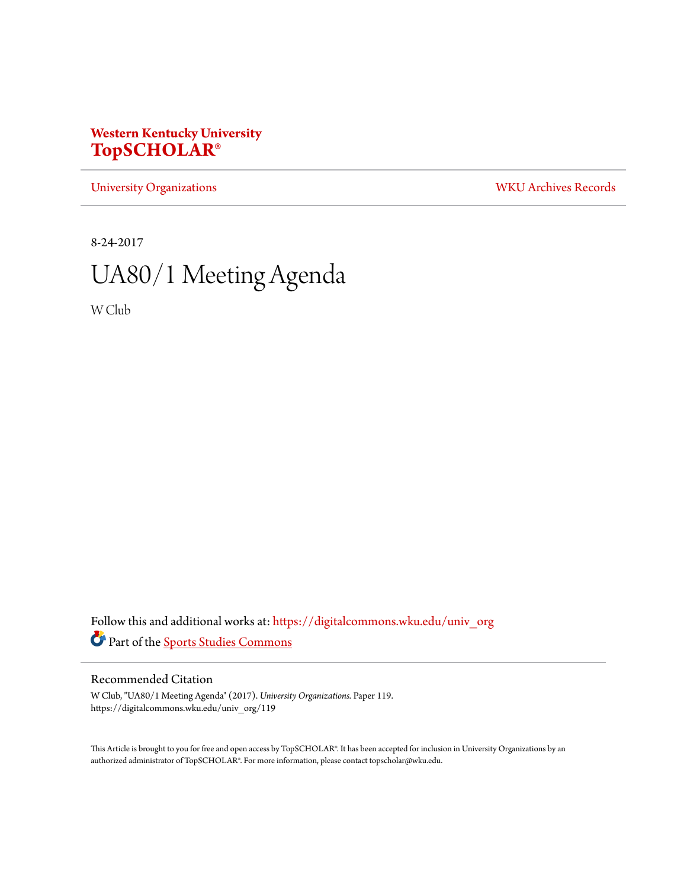**Western Kentucky University**
**TopSCHOLAR®**

University Organizations | WKU Archives Records

8-24-2017

# UA80/1 Meeting Agenda

W Club

Follow this and additional works at: https://digitalcommons.wku.edu/univ_org

Part of the Sports Studies Commons

## Recommended Citation

W Club, "UA80/1 Meeting Agenda" (2017). *University Organizations.* Paper 119.
https://digitalcommons.wku.edu/univ_org/119

This Article is brought to you for free and open access by TopSCHOLAR®. It has been accepted for inclusion in University Organizations by an authorized administrator of TopSCHOLAR®. For more information, please contact topscholar@wku.edu.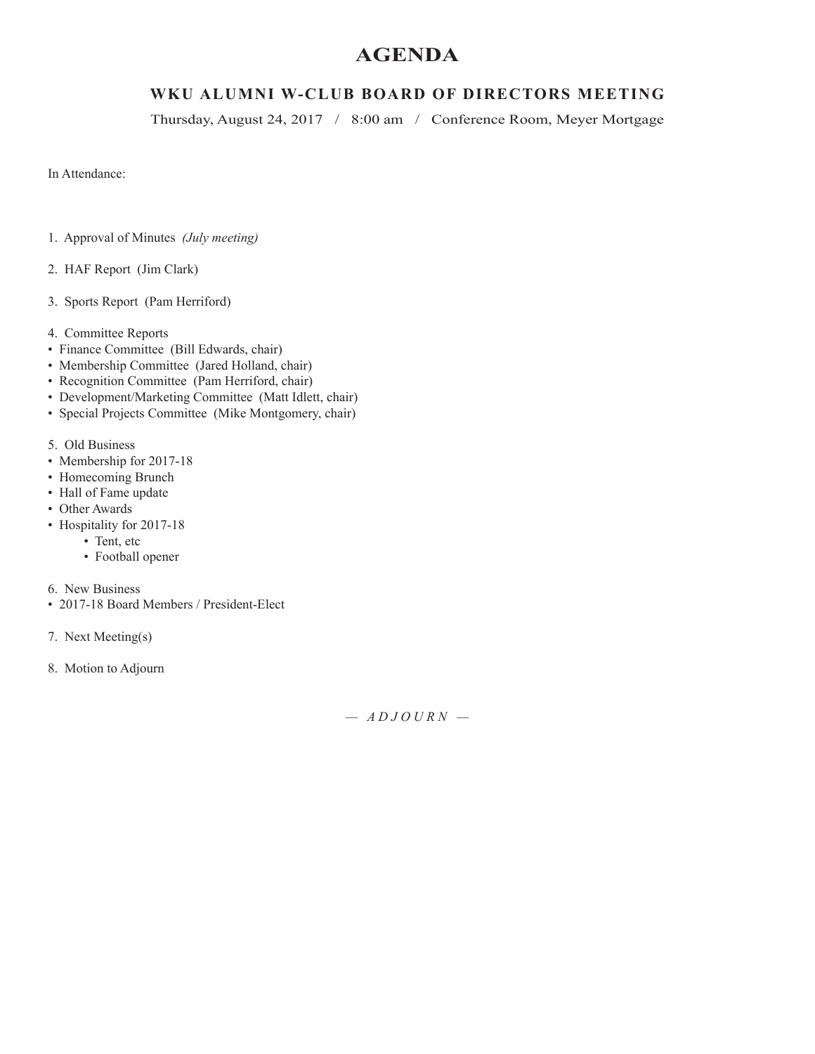# AGENDA

## WKU ALUMNI W-CLUB BOARD OF DIRECTORS MEETING

Thursday, August 24, 2017 / 8:00 am / Conference Room, Meyer Mortgage

In Attendance:

1. Approval of Minutes *(July meeting)*

2. HAF Report (Jim Clark)

3. Sports Report (Pam Herriford)

4. Committee Reports
- Finance Committee (Bill Edwards, chair)
- Membership Committee (Jared Holland, chair)
- Recognition Committee (Pam Herriford, chair)
- Development/Marketing Committee (Matt Idlett, chair)
- Special Projects Committee (Mike Montgomery, chair)

5. Old Business
- Membership for 2017-18
- Homecoming Brunch
- Hall of Fame update
- Other Awards
- Hospitality for 2017-18
    - Tent, etc
    - Football opener

6. New Business
- 2017-18 Board Members / President-Elect

7. Next Meeting(s)

8. Motion to Adjourn

*— ADJOURN —*